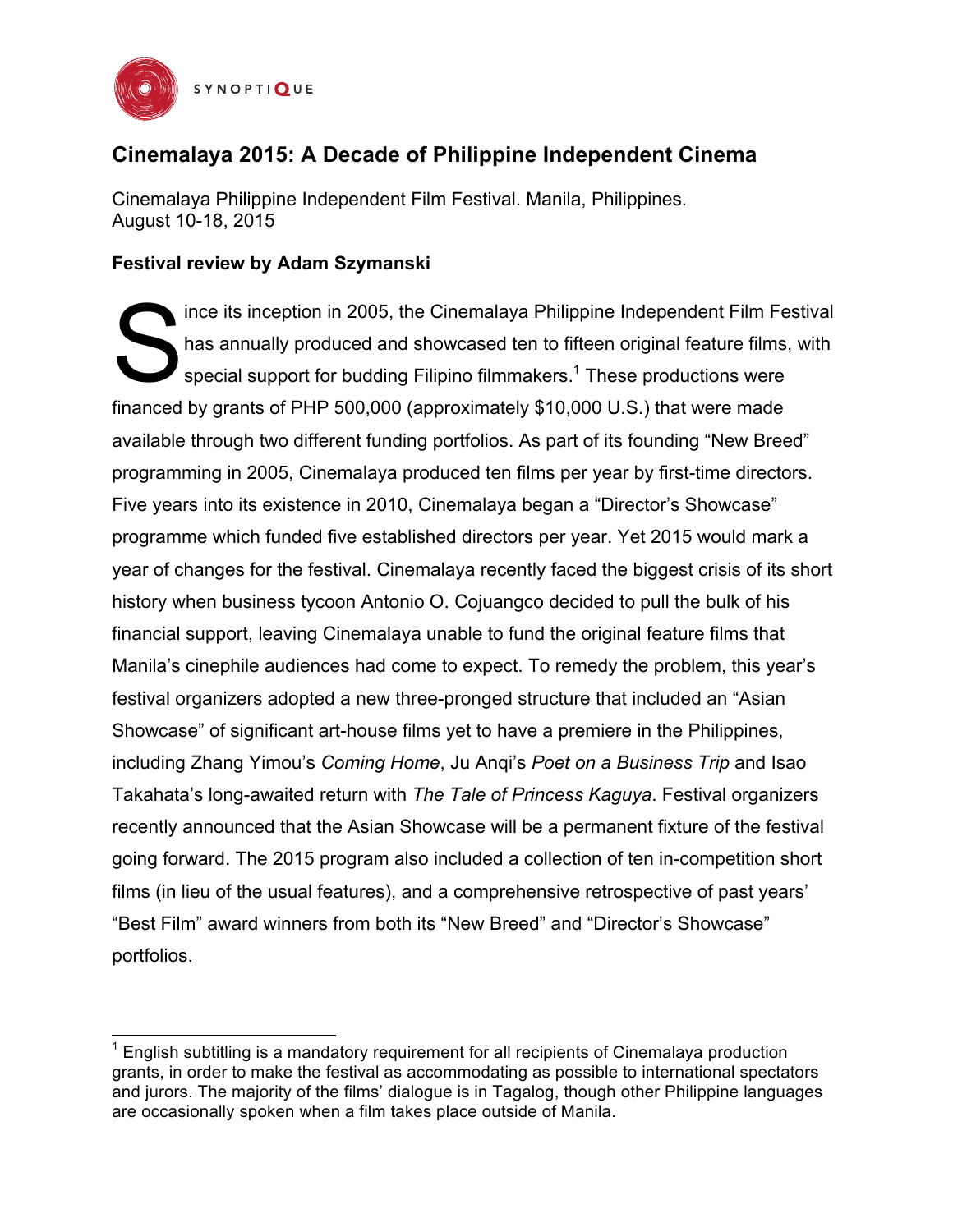# Cinemalaya 2015: A Decade of Philippine Independent Cinema

Cinemalaya Philippine Independent Film Festival. Manila, Philippines.
August 10-18, 2015

**Festival review by Adam Szymanski**

Since its inception in 2005, the Cinemalaya Philippine Independent Film Festival has annually produced and showcased ten to fifteen original feature films, with special support for budding Filipino filmmakers.[1] These productions were financed by grants of PHP 500,000 (approximately $10,000 U.S.) that were made available through two different funding portfolios. As part of its founding "New Breed" programming in 2005, Cinemalaya produced ten films per year by first-time directors. Five years into its existence in 2010, Cinemalaya began a "Director's Showcase" programme which funded five established directors per year. Yet 2015 would mark a year of changes for the festival. Cinemalaya recently faced the biggest crisis of its short history when business tycoon Antonio O. Cojuangco decided to pull the bulk of his financial support, leaving Cinemalaya unable to fund the original feature films that Manila's cinephile audiences had come to expect. To remedy the problem, this year's festival organizers adopted a new three-pronged structure that included an "Asian Showcase" of significant art-house films yet to have a premiere in the Philippines, including Zhang Yimou's *Coming Home*, Ju Anqi's *Poet on a Business Trip* and Isao Takahata's long-awaited return with *The Tale of Princess Kaguya*. Festival organizers recently announced that the Asian Showcase will be a permanent fixture of the festival going forward. The 2015 program also included a collection of ten in-competition short films (in lieu of the usual features), and a comprehensive retrospective of past years' "Best Film" award winners from both its "New Breed" and "Director's Showcase" portfolios.

---

[1] English subtitling is a mandatory requirement for all recipients of Cinemalaya production grants, in order to make the festival as accommodating as possible to international spectators and jurors. The majority of the films' dialogue is in Tagalog, though other Philippine languages are occasionally spoken when a film takes place outside of Manila.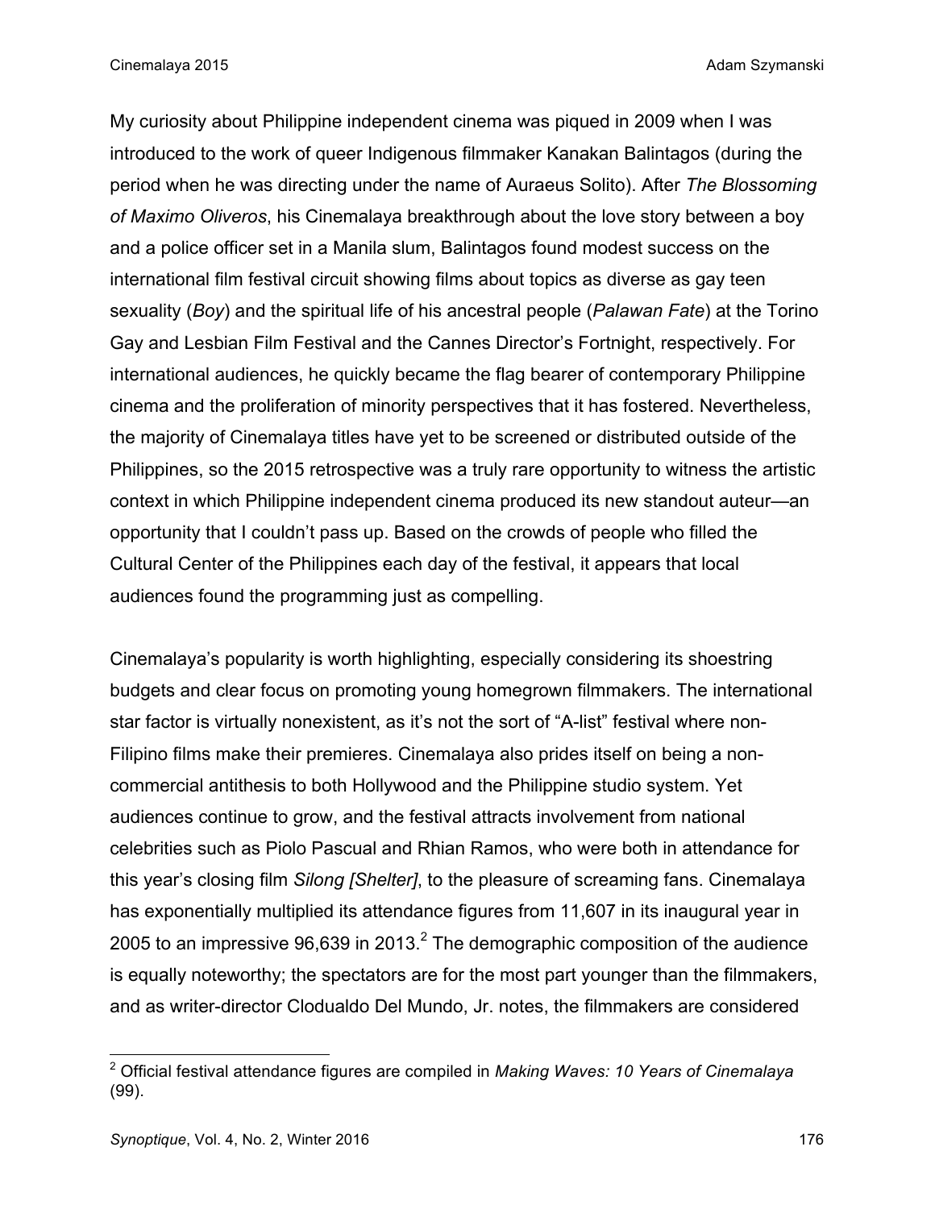My curiosity about Philippine independent cinema was piqued in 2009 when I was introduced to the work of queer Indigenous filmmaker Kanakan Balintagos (during the period when he was directing under the name of Auraeus Solito). After *The Blossoming of Maximo Oliveros*, his Cinemalaya breakthrough about the love story between a boy and a police officer set in a Manila slum, Balintagos found modest success on the international film festival circuit showing films about topics as diverse as gay teen sexuality (*Boy*) and the spiritual life of his ancestral people (*Palawan Fate*) at the Torino Gay and Lesbian Film Festival and the Cannes Director's Fortnight, respectively. For international audiences, he quickly became the flag bearer of contemporary Philippine cinema and the proliferation of minority perspectives that it has fostered. Nevertheless, the majority of Cinemalaya titles have yet to be screened or distributed outside of the Philippines, so the 2015 retrospective was a truly rare opportunity to witness the artistic context in which Philippine independent cinema produced its new standout auteur—an opportunity that I couldn't pass up. Based on the crowds of people who filled the Cultural Center of the Philippines each day of the festival, it appears that local audiences found the programming just as compelling.

Cinemalaya's popularity is worth highlighting, especially considering its shoestring budgets and clear focus on promoting young homegrown filmmakers. The international star factor is virtually nonexistent, as it's not the sort of "A-list" festival where non-Filipino films make their premieres. Cinemalaya also prides itself on being a non-commercial antithesis to both Hollywood and the Philippine studio system. Yet audiences continue to grow, and the festival attracts involvement from national celebrities such as Piolo Pascual and Rhian Ramos, who were both in attendance for this year's closing film *Silong [Shelter]*, to the pleasure of screaming fans. Cinemalaya has exponentially multiplied its attendance figures from 11,607 in its inaugural year in 2005 to an impressive 96,639 in 2013.[2] The demographic composition of the audience is equally noteworthy; the spectators are for the most part younger than the filmmakers, and as writer-director Clodualdo Del Mundo, Jr. notes, the filmmakers are considered

[2] Official festival attendance figures are compiled in *Making Waves: 10 Years of Cinemalaya* (99).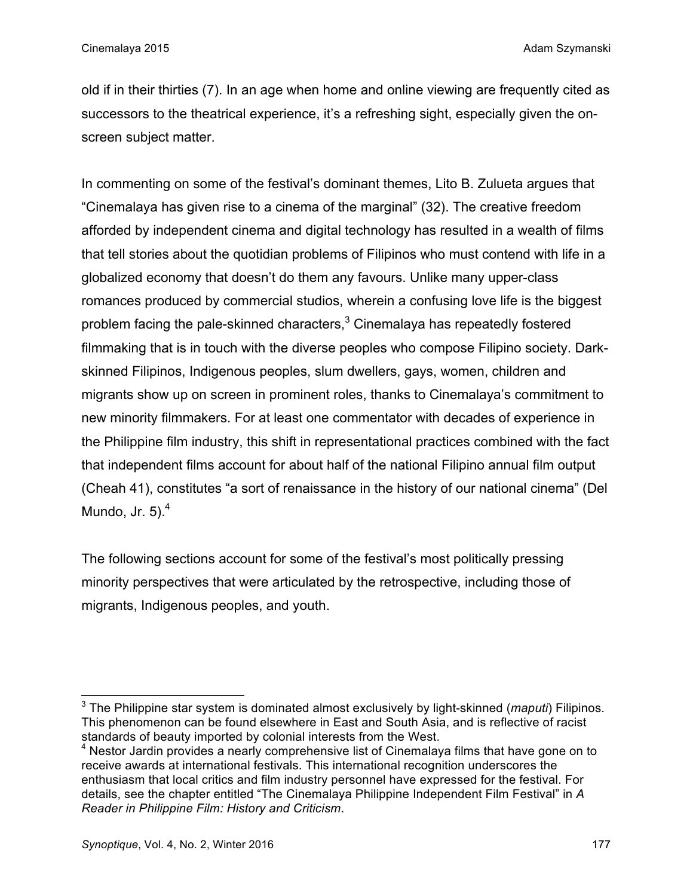old if in their thirties (7). In an age when home and online viewing are frequently cited as successors to the theatrical experience, it's a refreshing sight, especially given the on-screen subject matter.

In commenting on some of the festival's dominant themes, Lito B. Zulueta argues that "Cinemalaya has given rise to a cinema of the marginal" (32). The creative freedom afforded by independent cinema and digital technology has resulted in a wealth of films that tell stories about the quotidian problems of Filipinos who must contend with life in a globalized economy that doesn't do them any favours. Unlike many upper-class romances produced by commercial studios, wherein a confusing love life is the biggest problem facing the pale-skinned characters,[3] Cinemalaya has repeatedly fostered filmmaking that is in touch with the diverse peoples who compose Filipino society. Dark-skinned Filipinos, Indigenous peoples, slum dwellers, gays, women, children and migrants show up on screen in prominent roles, thanks to Cinemalaya's commitment to new minority filmmakers. For at least one commentator with decades of experience in the Philippine film industry, this shift in representational practices combined with the fact that independent films account for about half of the national Filipino annual film output (Cheah 41), constitutes "a sort of renaissance in the history of our national cinema" (Del Mundo, Jr. 5).[4]

The following sections account for some of the festival's most politically pressing minority perspectives that were articulated by the retrospective, including those of migrants, Indigenous peoples, and youth.

---

[3] The Philippine star system is dominated almost exclusively by light-skinned (*maputi*) Filipinos. This phenomenon can be found elsewhere in East and South Asia, and is reflective of racist standards of beauty imported by colonial interests from the West.

[4] Nestor Jardin provides a nearly comprehensive list of Cinemalaya films that have gone on to receive awards at international festivals. This international recognition underscores the enthusiasm that local critics and film industry personnel have expressed for the festival. For details, see the chapter entitled "The Cinemalaya Philippine Independent Film Festival" in *A Reader in Philippine Film: History and Criticism*.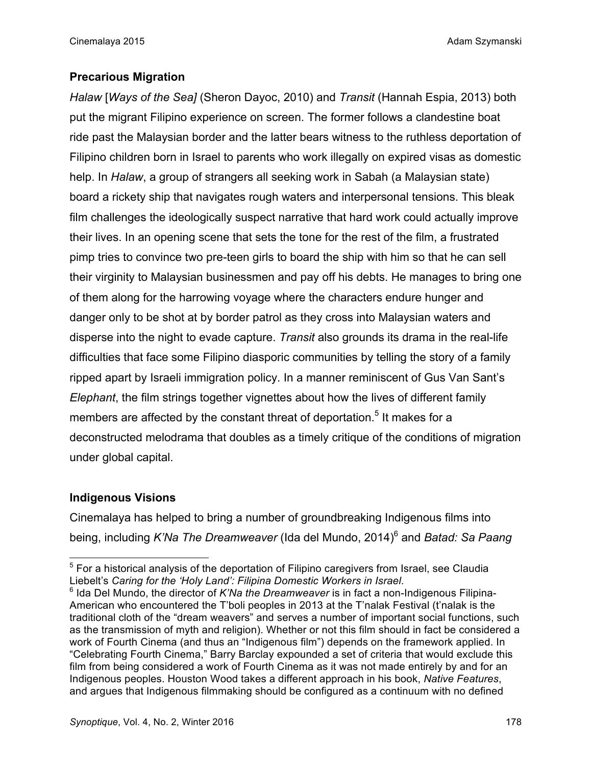## Precarious Migration

*Halaw* [*Ways of the Sea]* (Sheron Dayoc, 2010) and *Transit* (Hannah Espia, 2013) both put the migrant Filipino experience on screen. The former follows a clandestine boat ride past the Malaysian border and the latter bears witness to the ruthless deportation of Filipino children born in Israel to parents who work illegally on expired visas as domestic help. In *Halaw*, a group of strangers all seeking work in Sabah (a Malaysian state) board a rickety ship that navigates rough waters and interpersonal tensions. This bleak film challenges the ideologically suspect narrative that hard work could actually improve their lives. In an opening scene that sets the tone for the rest of the film, a frustrated pimp tries to convince two pre-teen girls to board the ship with him so that he can sell their virginity to Malaysian businessmen and pay off his debts. He manages to bring one of them along for the harrowing voyage where the characters endure hunger and danger only to be shot at by border patrol as they cross into Malaysian waters and disperse into the night to evade capture. *Transit* also grounds its drama in the real-life difficulties that face some Filipino diasporic communities by telling the story of a family ripped apart by Israeli immigration policy. In a manner reminiscent of Gus Van Sant's *Elephant*, the film strings together vignettes about how the lives of different family members are affected by the constant threat of deportation.[5] It makes for a deconstructed melodrama that doubles as a timely critique of the conditions of migration under global capital.

## Indigenous Visions

Cinemalaya has helped to bring a number of groundbreaking Indigenous films into being, including *K'Na The Dreamweaver* (Ida del Mundo, 2014)[6] and *Batad: Sa Paang

---

[5] For a historical analysis of the deportation of Filipino caregivers from Israel, see Claudia Liebelt's *Caring for the 'Holy Land': Filipina Domestic Workers in Israel*.

[6] Ida Del Mundo, the director of *K'Na the Dreamweaver* is in fact a non-Indigenous Filipina-American who encountered the T'boli peoples in 2013 at the T'nalak Festival (t'nalak is the traditional cloth of the "dream weavers" and serves a number of important social functions, such as the transmission of myth and religion). Whether or not this film should in fact be considered a work of Fourth Cinema (and thus an "Indigenous film") depends on the framework applied. In "Celebrating Fourth Cinema," Barry Barclay expounded a set of criteria that would exclude this film from being considered a work of Fourth Cinema as it was not made entirely by and for an Indigenous peoples. Houston Wood takes a different approach in his book, *Native Features*, and argues that Indigenous filmmaking should be configured as a continuum with no defined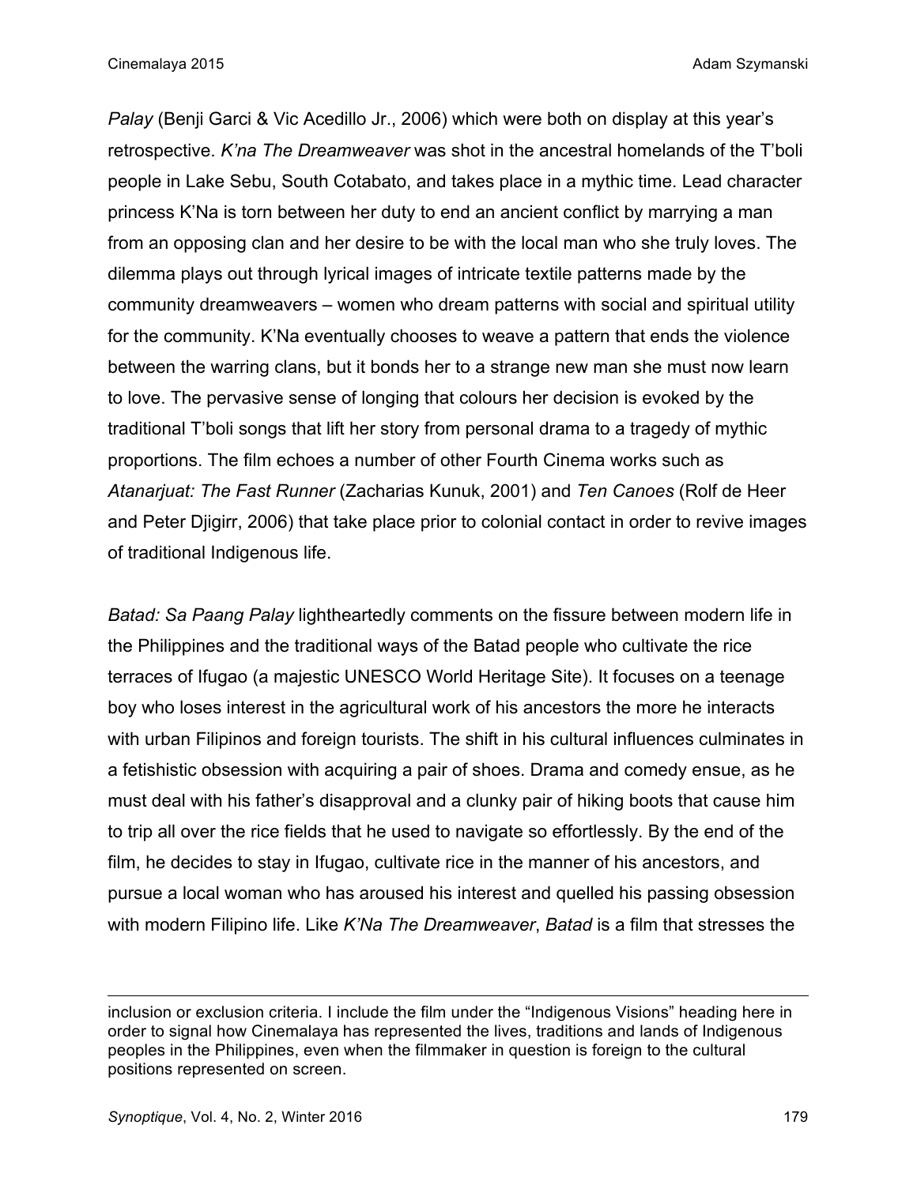*Palay* (Benji Garci & Vic Acedillo Jr., 2006) which were both on display at this year's retrospective. *K'na The Dreamweaver* was shot in the ancestral homelands of the T'boli people in Lake Sebu, South Cotabato, and takes place in a mythic time. Lead character princess K'Na is torn between her duty to end an ancient conflict by marrying a man from an opposing clan and her desire to be with the local man who she truly loves. The dilemma plays out through lyrical images of intricate textile patterns made by the community dreamweavers – women who dream patterns with social and spiritual utility for the community. K'Na eventually chooses to weave a pattern that ends the violence between the warring clans, but it bonds her to a strange new man she must now learn to love. The pervasive sense of longing that colours her decision is evoked by the traditional T'boli songs that lift her story from personal drama to a tragedy of mythic proportions. The film echoes a number of other Fourth Cinema works such as *Atanarjuat: The Fast Runner* (Zacharias Kunuk, 2001) and *Ten Canoes* (Rolf de Heer and Peter Djigirr, 2006) that take place prior to colonial contact in order to revive images of traditional Indigenous life.

*Batad: Sa Paang Palay* lightheartedly comments on the fissure between modern life in the Philippines and the traditional ways of the Batad people who cultivate the rice terraces of Ifugao (a majestic UNESCO World Heritage Site). It focuses on a teenage boy who loses interest in the agricultural work of his ancestors the more he interacts with urban Filipinos and foreign tourists. The shift in his cultural influences culminates in a fetishistic obsession with acquiring a pair of shoes. Drama and comedy ensue, as he must deal with his father's disapproval and a clunky pair of hiking boots that cause him to trip all over the rice fields that he used to navigate so effortlessly. By the end of the film, he decides to stay in Ifugao, cultivate rice in the manner of his ancestors, and pursue a local woman who has aroused his interest and quelled his passing obsession with modern Filipino life. Like *K'Na The Dreamweaver*, *Batad* is a film that stresses the

---

inclusion or exclusion criteria. I include the film under the "Indigenous Visions" heading here in order to signal how Cinemalaya has represented the lives, traditions and lands of Indigenous peoples in the Philippines, even when the filmmaker in question is foreign to the cultural positions represented on screen.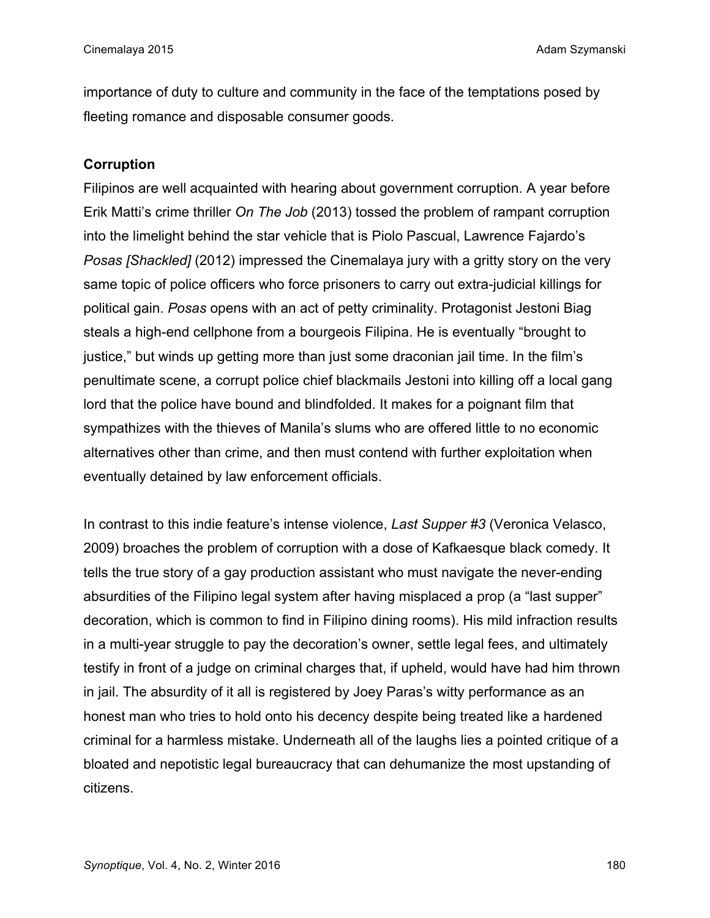importance of duty to culture and community in the face of the temptations posed by fleeting romance and disposable consumer goods.

**Corruption**

Filipinos are well acquainted with hearing about government corruption. A year before Erik Matti's crime thriller *On The Job* (2013) tossed the problem of rampant corruption into the limelight behind the star vehicle that is Piolo Pascual, Lawrence Fajardo's *Posas [Shackled]* (2012) impressed the Cinemalaya jury with a gritty story on the very same topic of police officers who force prisoners to carry out extra-judicial killings for political gain. *Posas* opens with an act of petty criminality. Protagonist Jestoni Biag steals a high-end cellphone from a bourgeois Filipina. He is eventually "brought to justice," but winds up getting more than just some draconian jail time. In the film's penultimate scene, a corrupt police chief blackmails Jestoni into killing off a local gang lord that the police have bound and blindfolded. It makes for a poignant film that sympathizes with the thieves of Manila's slums who are offered little to no economic alternatives other than crime, and then must contend with further exploitation when eventually detained by law enforcement officials.

In contrast to this indie feature's intense violence, *Last Supper #3* (Veronica Velasco, 2009) broaches the problem of corruption with a dose of Kafkaesque black comedy. It tells the true story of a gay production assistant who must navigate the never-ending absurdities of the Filipino legal system after having misplaced a prop (a "last supper" decoration, which is common to find in Filipino dining rooms). His mild infraction results in a multi-year struggle to pay the decoration's owner, settle legal fees, and ultimately testify in front of a judge on criminal charges that, if upheld, would have had him thrown in jail. The absurdity of it all is registered by Joey Paras's witty performance as an honest man who tries to hold onto his decency despite being treated like a hardened criminal for a harmless mistake. Underneath all of the laughs lies a pointed critique of a bloated and nepotistic legal bureaucracy that can dehumanize the most upstanding of citizens.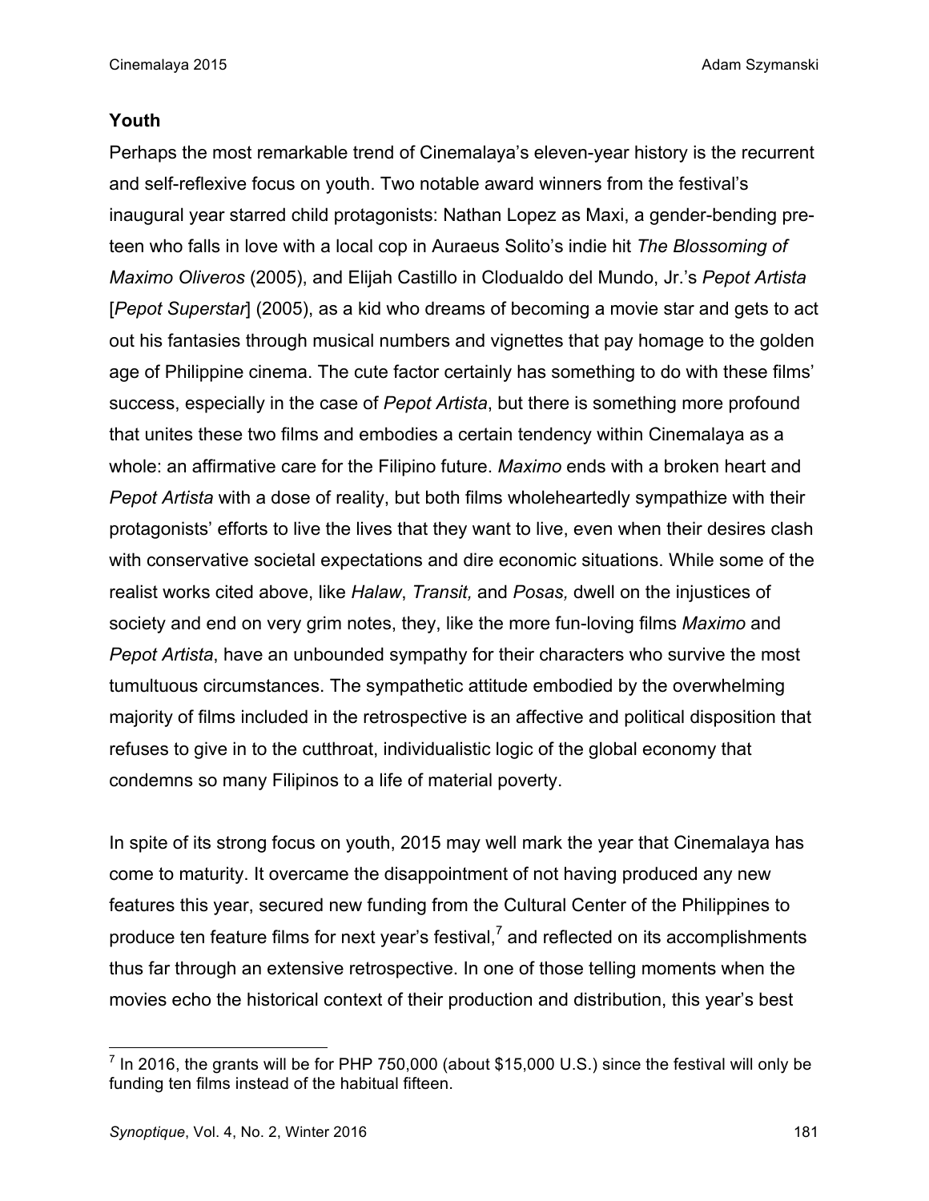### Youth

Perhaps the most remarkable trend of Cinemalaya's eleven-year history is the recurrent and self-reflexive focus on youth. Two notable award winners from the festival's inaugural year starred child protagonists: Nathan Lopez as Maxi, a gender-bending pre-teen who falls in love with a local cop in Auraeus Solito's indie hit *The Blossoming of Maximo Oliveros* (2005), and Elijah Castillo in Clodualdo del Mundo, Jr.'s *Pepot Artista* [*Pepot Superstar*] (2005), as a kid who dreams of becoming a movie star and gets to act out his fantasies through musical numbers and vignettes that pay homage to the golden age of Philippine cinema. The cute factor certainly has something to do with these films' success, especially in the case of *Pepot Artista*, but there is something more profound that unites these two films and embodies a certain tendency within Cinemalaya as a whole: an affirmative care for the Filipino future. *Maximo* ends with a broken heart and *Pepot Artista* with a dose of reality, but both films wholeheartedly sympathize with their protagonists' efforts to live the lives that they want to live, even when their desires clash with conservative societal expectations and dire economic situations. While some of the realist works cited above, like *Halaw*, *Transit,* and *Posas,* dwell on the injustices of society and end on very grim notes, they, like the more fun-loving films *Maximo* and *Pepot Artista*, have an unbounded sympathy for their characters who survive the most tumultuous circumstances. The sympathetic attitude embodied by the overwhelming majority of films included in the retrospective is an affective and political disposition that refuses to give in to the cutthroat, individualistic logic of the global economy that condemns so many Filipinos to a life of material poverty.

In spite of its strong focus on youth, 2015 may well mark the year that Cinemalaya has come to maturity. It overcame the disappointment of not having produced any new features this year, secured new funding from the Cultural Center of the Philippines to produce ten feature films for next year's festival,[7] and reflected on its accomplishments thus far through an extensive retrospective. In one of those telling moments when the movies echo the historical context of their production and distribution, this year's best

[7] In 2016, the grants will be for PHP 750,000 (about $15,000 U.S.) since the festival will only be funding ten films instead of the habitual fifteen.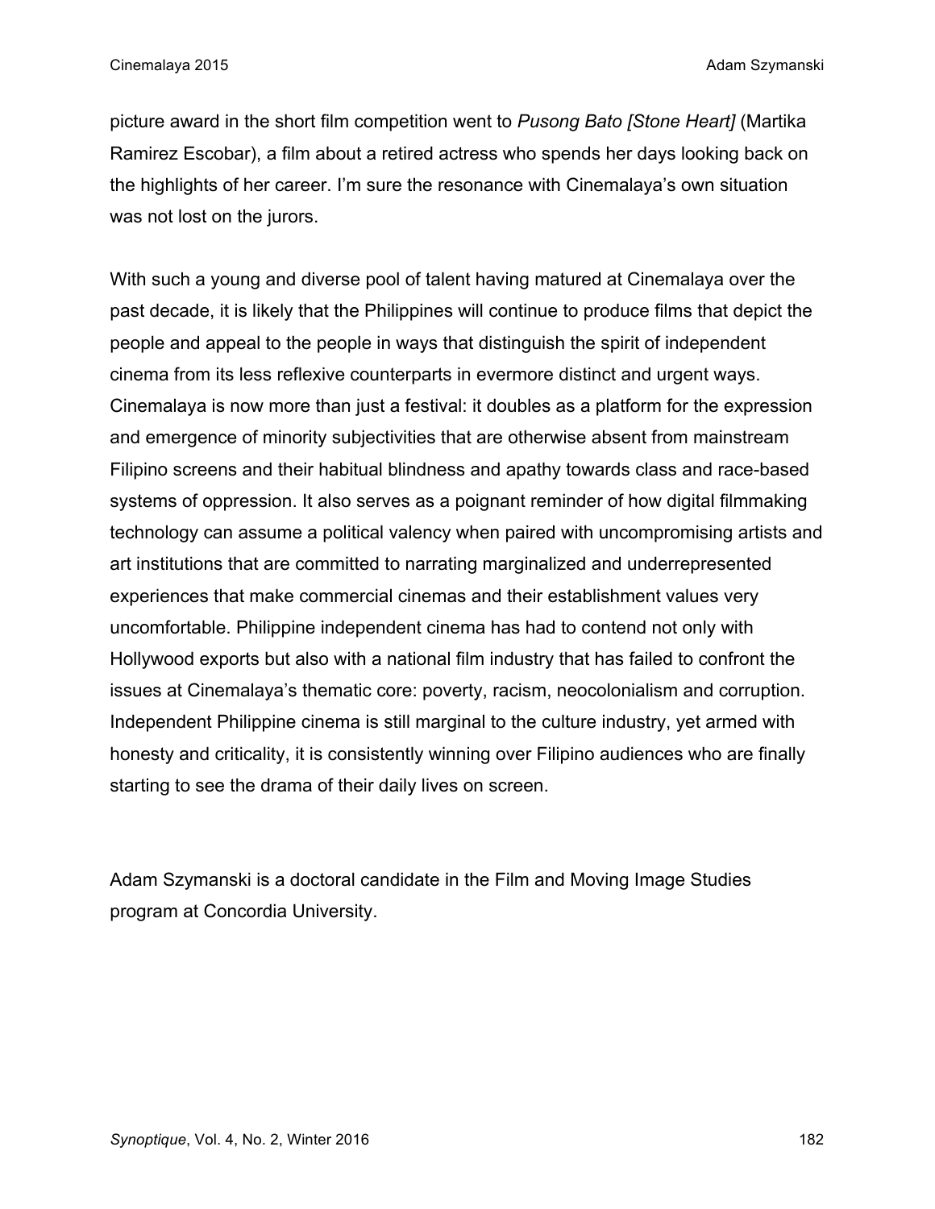picture award in the short film competition went to *Pusong Bato [Stone Heart]* (Martika Ramirez Escobar), a film about a retired actress who spends her days looking back on the highlights of her career. I'm sure the resonance with Cinemalaya's own situation was not lost on the jurors.

With such a young and diverse pool of talent having matured at Cinemalaya over the past decade, it is likely that the Philippines will continue to produce films that depict the people and appeal to the people in ways that distinguish the spirit of independent cinema from its less reflexive counterparts in evermore distinct and urgent ways. Cinemalaya is now more than just a festival: it doubles as a platform for the expression and emergence of minority subjectivities that are otherwise absent from mainstream Filipino screens and their habitual blindness and apathy towards class and race-based systems of oppression. It also serves as a poignant reminder of how digital filmmaking technology can assume a political valency when paired with uncompromising artists and art institutions that are committed to narrating marginalized and underrepresented experiences that make commercial cinemas and their establishment values very uncomfortable. Philippine independent cinema has had to contend not only with Hollywood exports but also with a national film industry that has failed to confront the issues at Cinemalaya's thematic core: poverty, racism, neocolonialism and corruption. Independent Philippine cinema is still marginal to the culture industry, yet armed with honesty and criticality, it is consistently winning over Filipino audiences who are finally starting to see the drama of their daily lives on screen.

Adam Szymanski is a doctoral candidate in the Film and Moving Image Studies program at Concordia University.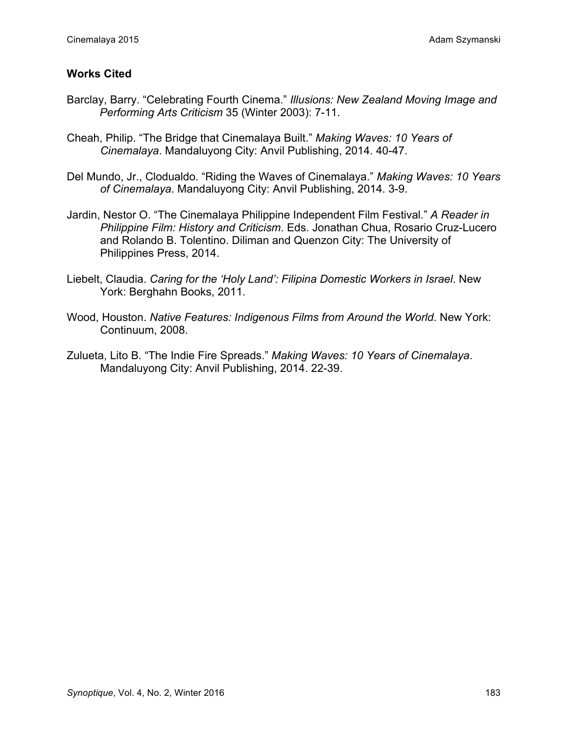## Works Cited

Barclay, Barry. "Celebrating Fourth Cinema." *Illusions: New Zealand Moving Image and Performing Arts Criticism* 35 (Winter 2003): 7-11.

Cheah, Philip. "The Bridge that Cinemalaya Built." *Making Waves: 10 Years of Cinemalaya*. Mandaluyong City: Anvil Publishing, 2014. 40-47.

Del Mundo, Jr., Clodualdo. "Riding the Waves of Cinemalaya." *Making Waves: 10 Years of Cinemalaya*. Mandaluyong City: Anvil Publishing, 2014. 3-9.

Jardin, Nestor O. "The Cinemalaya Philippine Independent Film Festival." *A Reader in Philippine Film: History and Criticism*. Eds. Jonathan Chua, Rosario Cruz-Lucero and Rolando B. Tolentino. Diliman and Quenzon City: The University of Philippines Press, 2014.

Liebelt, Claudia. *Caring for the 'Holy Land': Filipina Domestic Workers in Israel*. New York: Berghahn Books, 2011.

Wood, Houston. *Native Features: Indigenous Films from Around the World*. New York: Continuum, 2008.

Zulueta, Lito B. "The Indie Fire Spreads." *Making Waves: 10 Years of Cinemalaya*. Mandaluyong City: Anvil Publishing, 2014. 22-39.